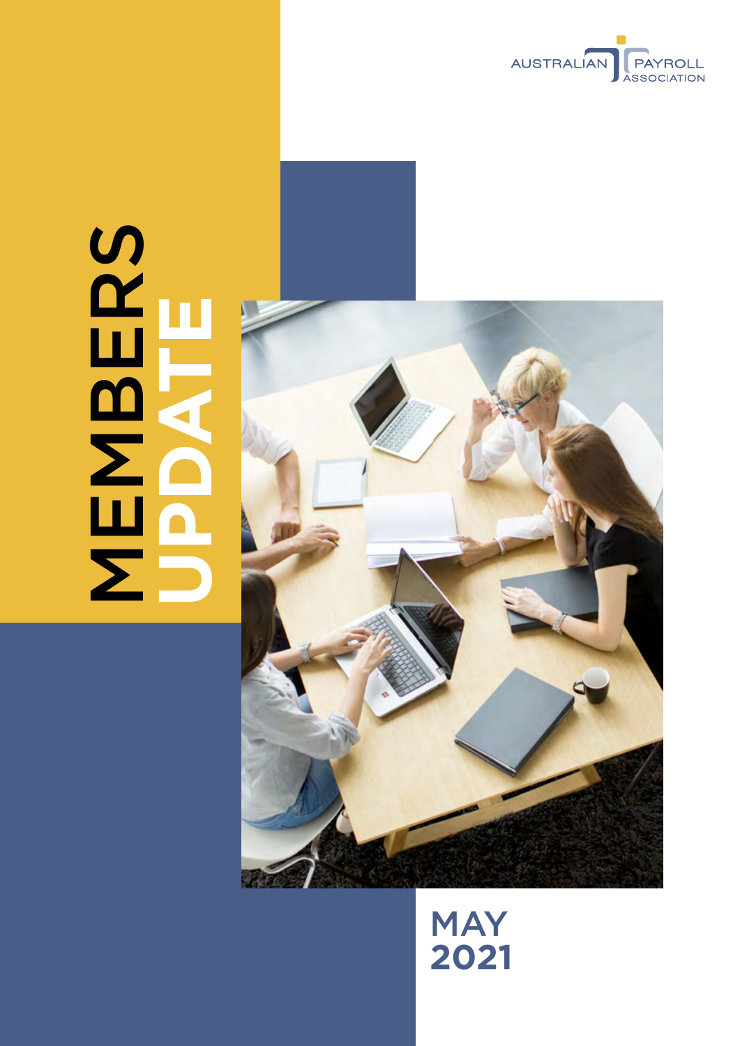AUSTRALIAN PAYROLL ASSOCIATION

# MEMBERS UPDATE

## MAY 2021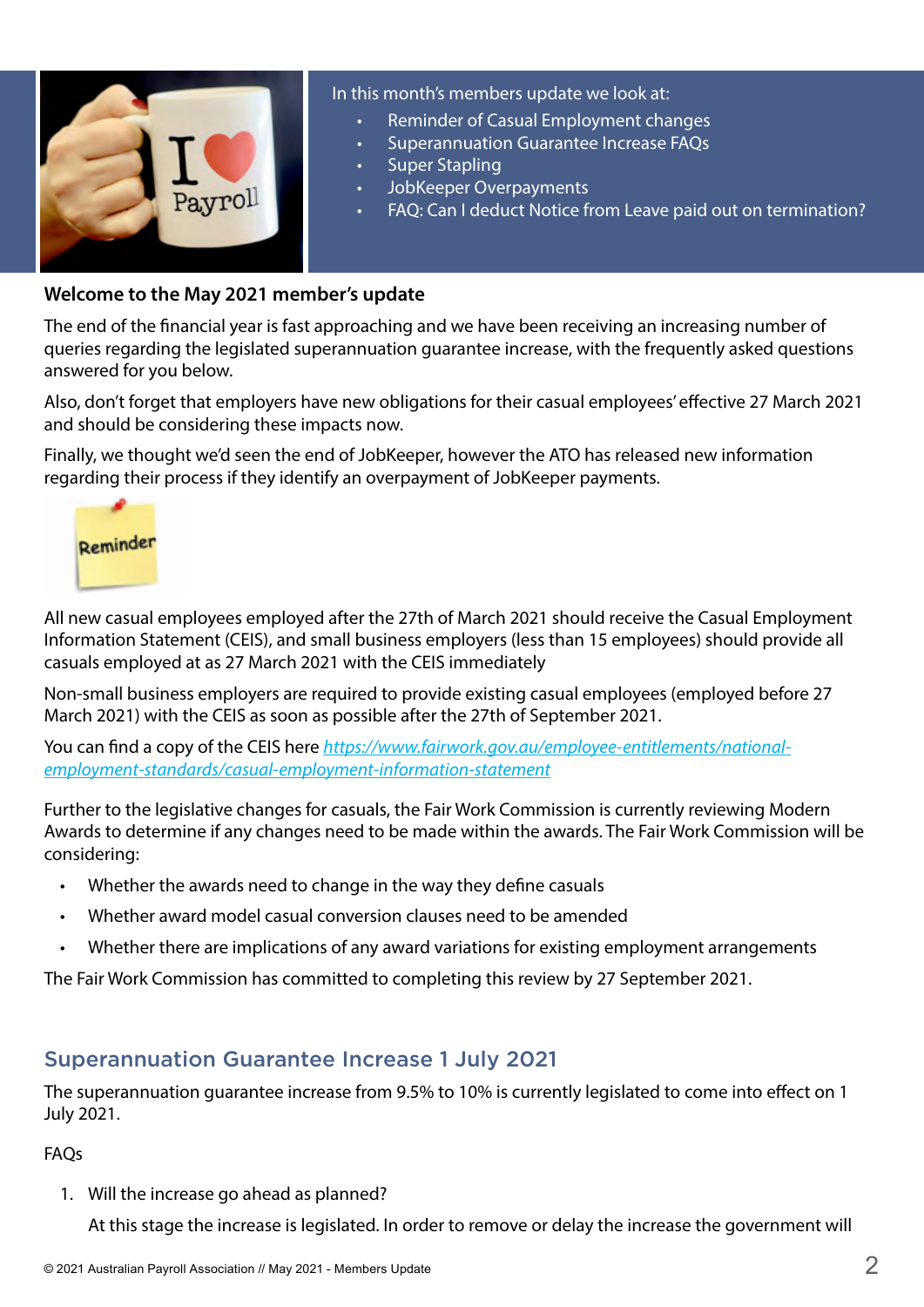In this month's members update we look at:

- Reminder of Casual Employment changes
- Superannuation Guarantee Increase FAQs
- Super Stapling
- JobKeeper Overpayments
- FAQ: Can I deduct Notice from Leave paid out on termination?

**Welcome to the May 2021 member's update**

The end of the financial year is fast approaching and we have been receiving an increasing number of queries regarding the legislated superannuation guarantee increase, with the frequently asked questions answered for you below.

Also, don't forget that employers have new obligations for their casual employees' effective 27 March 2021 and should be considering these impacts now.

Finally, we thought we'd seen the end of JobKeeper, however the ATO has released new information regarding their process if they identify an overpayment of JobKeeper payments.

All new casual employees employed after the 27th of March 2021 should receive the Casual Employment Information Statement (CEIS), and small business employers (less than 15 employees) should provide all casuals employed at as 27 March 2021 with the CEIS immediately

Non-small business employers are required to provide existing casual employees (employed before 27 March 2021) with the CEIS as soon as possible after the 27th of September 2021.

You can find a copy of the CEIS here [https://www.fairwork.gov.au/employee-entitlements/national-employment-standards/casual-employment-information-statement](https://www.fairwork.gov.au/employee-entitlements/national-employment-standards/casual-employment-information-statement)

Further to the legislative changes for casuals, the Fair Work Commission is currently reviewing Modern Awards to determine if any changes need to be made within the awards. The Fair Work Commission will be considering:

- Whether the awards need to change in the way they define casuals
- Whether award model casual conversion clauses need to be amended
- Whether there are implications of any award variations for existing employment arrangements

The Fair Work Commission has committed to completing this review by 27 September 2021.

## Superannuation Guarantee Increase 1 July 2021

The superannuation guarantee increase from 9.5% to 10% is currently legislated to come into effect on 1 July 2021.

FAQs

1. Will the increase go ahead as planned?

   At this stage the increase is legislated. In order to remove or delay the increase the government will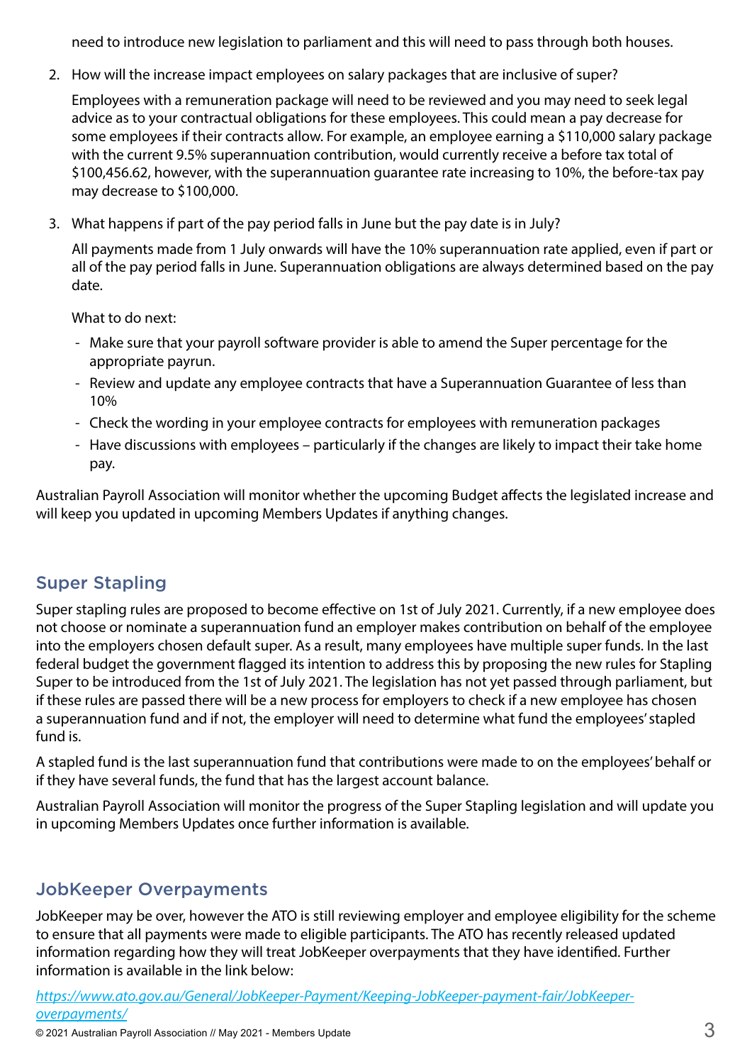need to introduce new legislation to parliament and this will need to pass through both houses.

2. How will the increase impact employees on salary packages that are inclusive of super?

   Employees with a remuneration package will need to be reviewed and you may need to seek legal advice as to your contractual obligations for these employees. This could mean a pay decrease for some employees if their contracts allow. For example, an employee earning a $110,000 salary package with the current 9.5% superannuation contribution, would currently receive a before tax total of $100,456.62, however, with the superannuation guarantee rate increasing to 10%, the before-tax pay may decrease to $100,000.

3. What happens if part of the pay period falls in June but the pay date is in July?

   All payments made from 1 July onwards will have the 10% superannuation rate applied, even if part or all of the pay period falls in June. Superannuation obligations are always determined based on the pay date.

   What to do next:

   - Make sure that your payroll software provider is able to amend the Super percentage for the appropriate payrun.
   - Review and update any employee contracts that have a Superannuation Guarantee of less than 10%
   - Check the wording in your employee contracts for employees with remuneration packages
   - Have discussions with employees – particularly if the changes are likely to impact their take home pay.

Australian Payroll Association will monitor whether the upcoming Budget affects the legislated increase and will keep you updated in upcoming Members Updates if anything changes.

## Super Stapling

Super stapling rules are proposed to become effective on 1st of July 2021. Currently, if a new employee does not choose or nominate a superannuation fund an employer makes contribution on behalf of the employee into the employers chosen default super. As a result, many employees have multiple super funds. In the last federal budget the government flagged its intention to address this by proposing the new rules for Stapling Super to be introduced from the 1st of July 2021. The legislation has not yet passed through parliament, but if these rules are passed there will be a new process for employers to check if a new employee has chosen a superannuation fund and if not, the employer will need to determine what fund the employees' stapled fund is.

A stapled fund is the last superannuation fund that contributions were made to on the employees' behalf or if they have several funds, the fund that has the largest account balance.

Australian Payroll Association will monitor the progress of the Super Stapling legislation and will update you in upcoming Members Updates once further information is available.

## JobKeeper Overpayments

JobKeeper may be over, however the ATO is still reviewing employer and employee eligibility for the scheme to ensure that all payments were made to eligible participants. The ATO has recently released updated information regarding how they will treat JobKeeper overpayments that they have identified. Further information is available in the link below:

*https://www.ato.gov.au/General/JobKeeper-Payment/Keeping-JobKeeper-payment-fair/JobKeeper-overpayments/*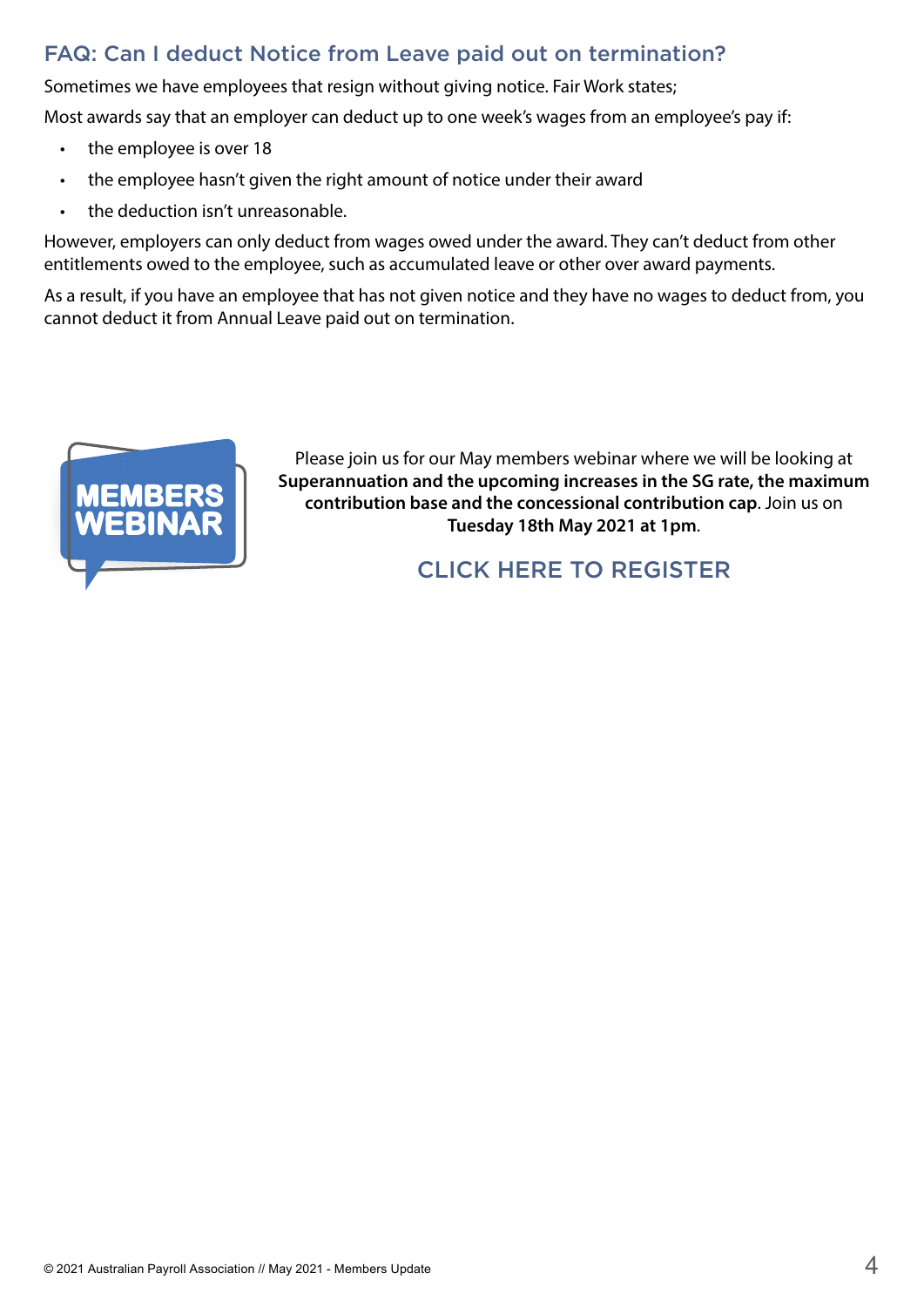## FAQ: Can I deduct Notice from Leave paid out on termination?

Sometimes we have employees that resign without giving notice. Fair Work states;

Most awards say that an employer can deduct up to one week's wages from an employee's pay if:

- the employee is over 18
- the employee hasn't given the right amount of notice under their award
- the deduction isn't unreasonable.

However, employers can only deduct from wages owed under the award. They can't deduct from other entitlements owed to the employee, such as accumulated leave or other over award payments.

As a result, if you have an employee that has not given notice and they have no wages to deduct from, you cannot deduct it from Annual Leave paid out on termination.

MEMBERS WEBINAR

Please join us for our May members webinar where we will be looking at **Superannuation and the upcoming increases in the SG rate, the maximum contribution base and the concessional contribution cap**. Join us on **Tuesday 18th May 2021 at 1pm**.

CLICK HERE TO REGISTER